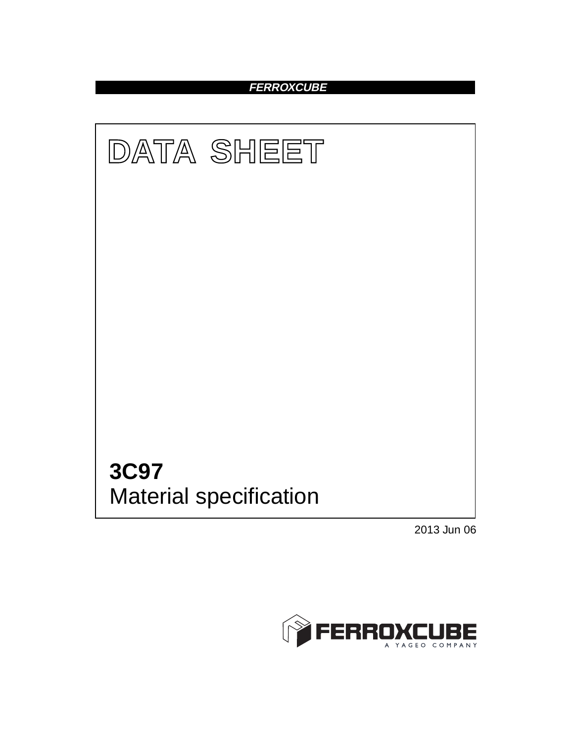FERROXCUBE

# DATA SHEET

## 3C97
Material specification

2013 Jun 06

FERROXCUBE
A YAGEO COMPANY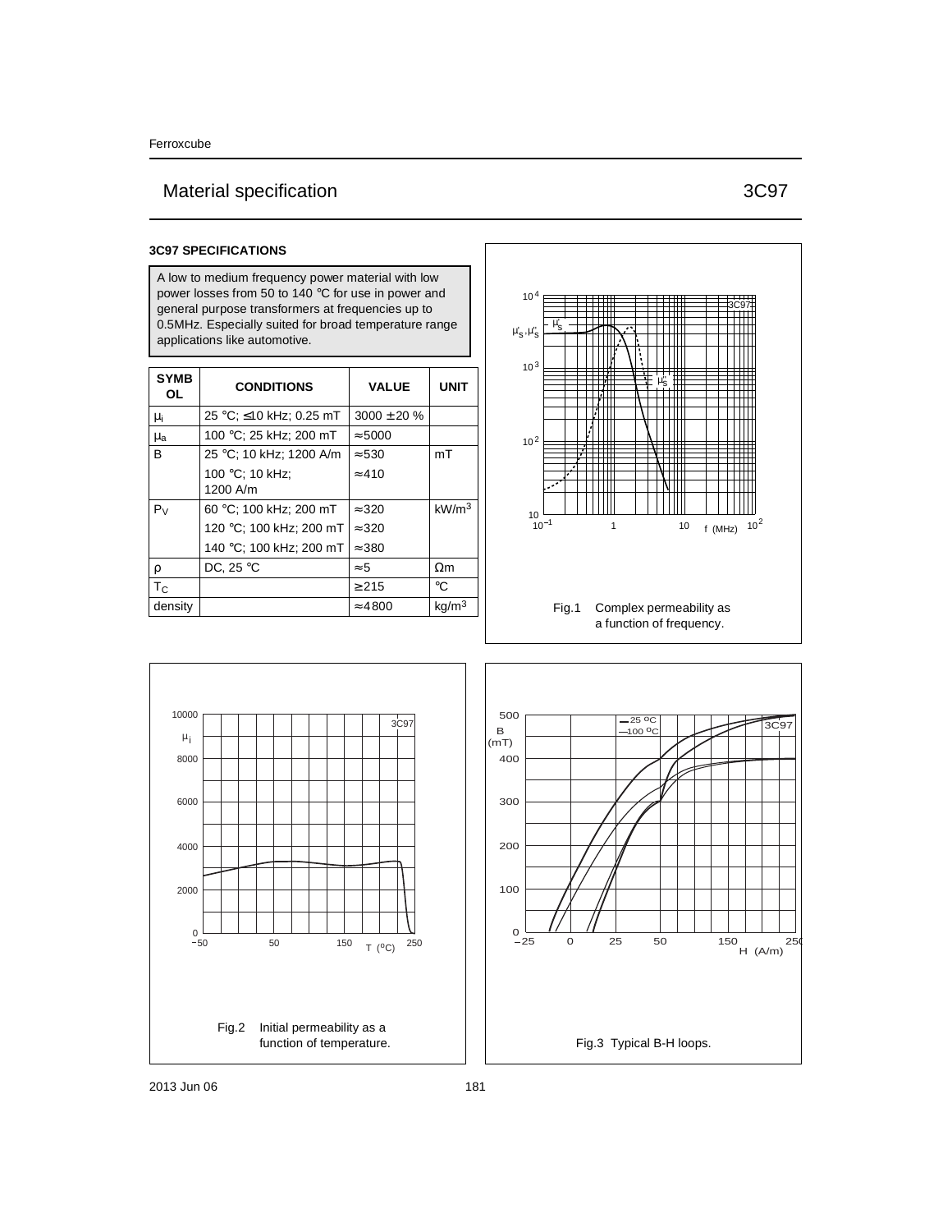# Material specification — 3C97

### 3C97 SPECIFICATIONS

A low to medium frequency power material with low power losses from 50 to 140 °C for use in power and general purpose transformers at frequencies up to 0.5MHz. Especially suited for broad temperature range applications like automotive.

| SYMBOL | CONDITIONS | VALUE | UNIT |
|---|---|---|---|
| $\mu_i$ | 25 °C; ≤10 kHz; 0.25 mT | 3000 ± 20 % | |
| $\mu_a$ | 100 °C; 25 kHz; 200 mT | ≈5000 | |
| B | 25 °C; 10 kHz; 1200 A/m | ≈530 | mT |
| | 100 °C; 10 kHz; 1200 A/m | ≈410 | |
| $P_V$ | 60 °C; 100 kHz; 200 mT | ≈320 | $kW/m^3$ |
| | 120 °C; 100 kHz; 200 mT | ≈320 | |
| | 140 °C; 100 kHz; 200 mT | ≈380 | |
| ρ | DC, 25 °C | ≈5 | Ωm |
| $T_C$ | | ≥215 | °C |
| density | | ≈4800 | $kg/m^3$ |

Fig.1 Complex permeability as a function of frequency.

Fig.2 Initial permeability as a function of temperature.

Fig.3 Typical B-H loops.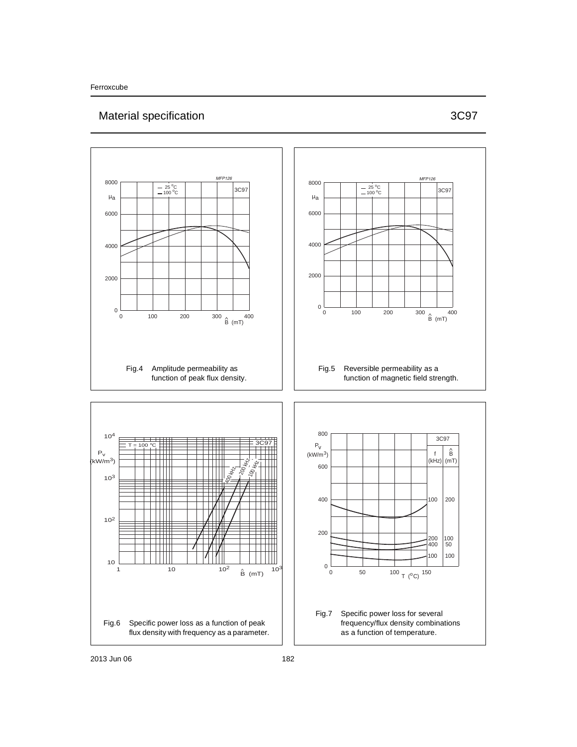## Material specification — 3C97

Fig.4 Amplitude permeability as function of peak flux density.

Fig.5 Reversible permeability as a function of magnetic field strength.

Fig.6 Specific power loss as a function of peak flux density with frequency as a parameter.

Fig.7 Specific power loss for several frequency/flux density combinations as a function of temperature.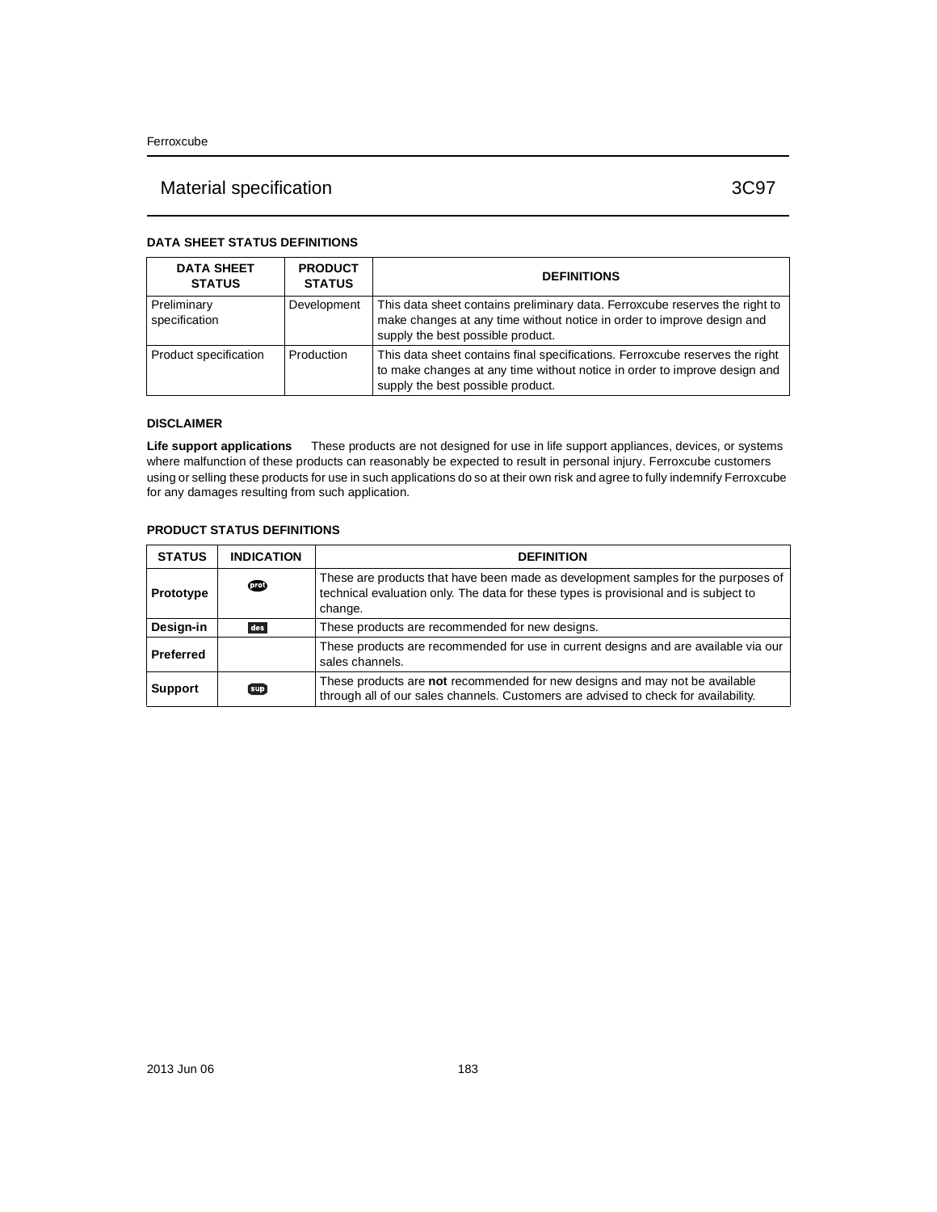## Material specification 3C97

### DATA SHEET STATUS DEFINITIONS

| DATA SHEET STATUS | PRODUCT STATUS | DEFINITIONS |
|---|---|---|
| Preliminary specification | Development | This data sheet contains preliminary data. Ferroxcube reserves the right to make changes at any time without notice in order to improve design and supply the best possible product. |
| Product specification | Production | This data sheet contains final specifications. Ferroxcube reserves the right to make changes at any time without notice in order to improve design and supply the best possible product. |

### DISCLAIMER

**Life support applications** These products are not designed for use in life support appliances, devices, or systems where malfunction of these products can reasonably be expected to result in personal injury. Ferroxcube customers using or selling these products for use in such applications do so at their own risk and agree to fully indemnify Ferroxcube for any damages resulting from such application.

### PRODUCT STATUS DEFINITIONS

| STATUS | INDICATION | DEFINITION |
|---|---|---|
| **Prototype** | prot | These are products that have been made as development samples for the purposes of technical evaluation only. The data for these types is provisional and is subject to change. |
| **Design-in** | des | These products are recommended for new designs. |
| **Preferred** | | These products are recommended for use in current designs and are available via our sales channels. |
| **Support** | sup | These products are **not** recommended for new designs and may not be available through all of our sales channels. Customers are advised to check for availability. |